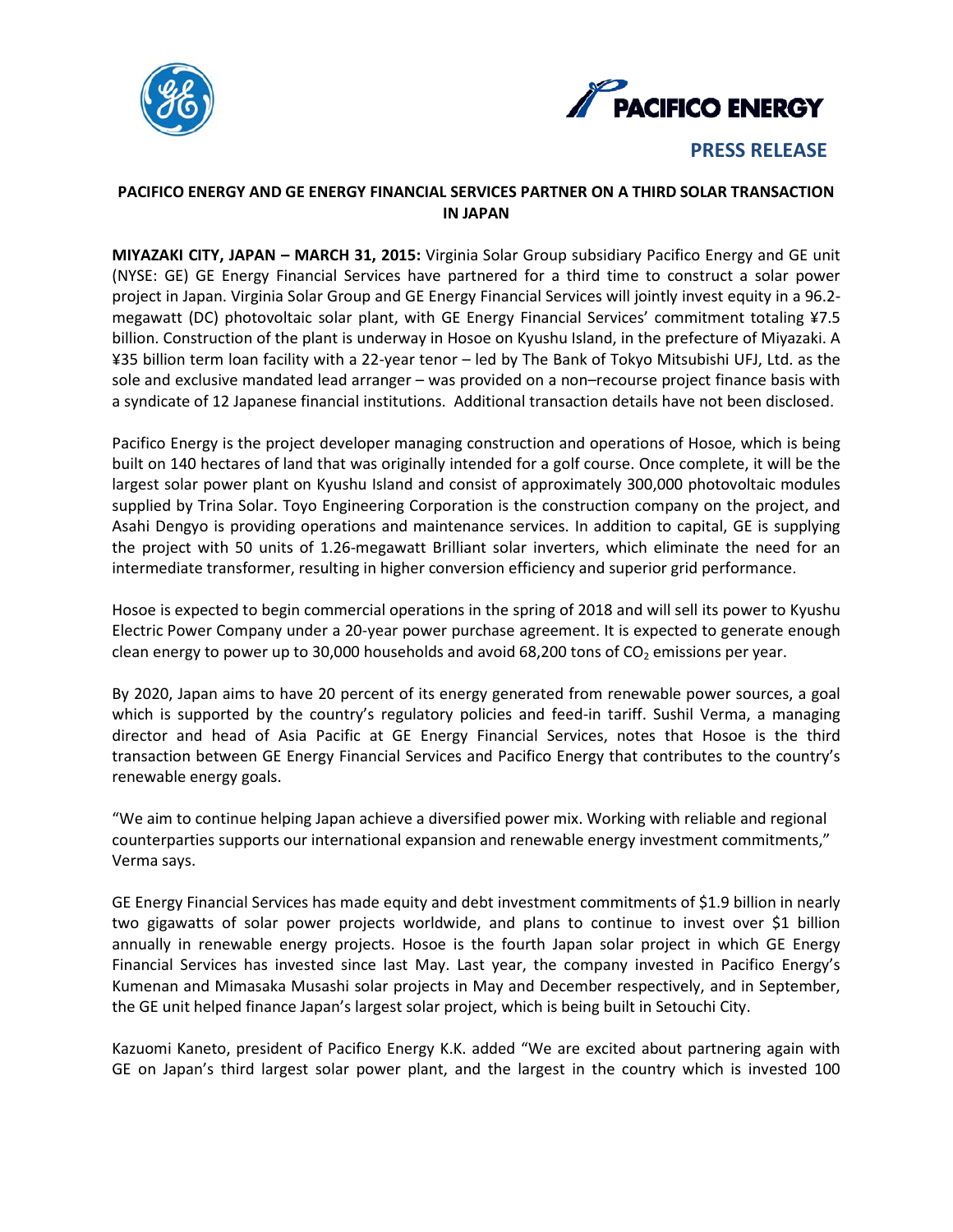**PRESS RELEASE**

# PACIFICO ENERGY AND GE ENERGY FINANCIAL SERVICES PARTNER ON A THIRD SOLAR TRANSACTION IN JAPAN

**MIYAZAKI CITY, JAPAN – MARCH 31, 2015:** Virginia Solar Group subsidiary Pacifico Energy and GE unit (NYSE: GE) GE Energy Financial Services have partnered for a third time to construct a solar power project in Japan. Virginia Solar Group and GE Energy Financial Services will jointly invest equity in a 96.2-megawatt (DC) photovoltaic solar plant, with GE Energy Financial Services' commitment totaling ¥7.5 billion. Construction of the plant is underway in Hosoe on Kyushu Island, in the prefecture of Miyazaki. A ¥35 billion term loan facility with a 22-year tenor – led by The Bank of Tokyo Mitsubishi UFJ, Ltd. as the sole and exclusive mandated lead arranger – was provided on a non–recourse project finance basis with a syndicate of 12 Japanese financial institutions. Additional transaction details have not been disclosed.

Pacifico Energy is the project developer managing construction and operations of Hosoe, which is being built on 140 hectares of land that was originally intended for a golf course. Once complete, it will be the largest solar power plant on Kyushu Island and consist of approximately 300,000 photovoltaic modules supplied by Trina Solar. Toyo Engineering Corporation is the construction company on the project, and Asahi Dengyo is providing operations and maintenance services. In addition to capital, GE is supplying the project with 50 units of 1.26-megawatt Brilliant solar inverters, which eliminate the need for an intermediate transformer, resulting in higher conversion efficiency and superior grid performance.

Hosoe is expected to begin commercial operations in the spring of 2018 and will sell its power to Kyushu Electric Power Company under a 20-year power purchase agreement. It is expected to generate enough clean energy to power up to 30,000 households and avoid 68,200 tons of $CO_2$ emissions per year.

By 2020, Japan aims to have 20 percent of its energy generated from renewable power sources, a goal which is supported by the country's regulatory policies and feed-in tariff. Sushil Verma, a managing director and head of Asia Pacific at GE Energy Financial Services, notes that Hosoe is the third transaction between GE Energy Financial Services and Pacifico Energy that contributes to the country's renewable energy goals.

"We aim to continue helping Japan achieve a diversified power mix. Working with reliable and regional counterparties supports our international expansion and renewable energy investment commitments," Verma says.

GE Energy Financial Services has made equity and debt investment commitments of $1.9 billion in nearly two gigawatts of solar power projects worldwide, and plans to continue to invest over $1 billion annually in renewable energy projects. Hosoe is the fourth Japan solar project in which GE Energy Financial Services has invested since last May. Last year, the company invested in Pacifico Energy's Kumenan and Mimasaka Musashi solar projects in May and December respectively, and in September, the GE unit helped finance Japan's largest solar project, which is being built in Setouchi City.

Kazuomi Kaneto, president of Pacifico Energy K.K. added "We are excited about partnering again with GE on Japan's third largest solar power plant, and the largest in the country which is invested 100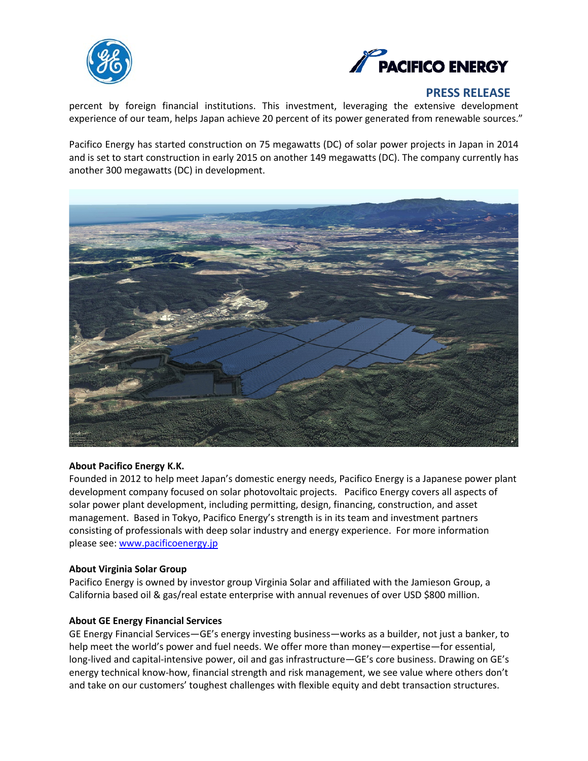percent by foreign financial institutions. This investment, leveraging the extensive development experience of our team, helps Japan achieve 20 percent of its power generated from renewable sources."

Pacifico Energy has started construction on 75 megawatts (DC) of solar power projects in Japan in 2014 and is set to start construction in early 2015 on another 149 megawatts (DC). The company currently has another 300 megawatts (DC) in development.

**About Pacifico Energy K.K.**

Founded in 2012 to help meet Japan's domestic energy needs, Pacifico Energy is a Japanese power plant development company focused on solar photovoltaic projects. Pacifico Energy covers all aspects of solar power plant development, including permitting, design, financing, construction, and asset management. Based in Tokyo, Pacifico Energy's strength is in its team and investment partners consisting of professionals with deep solar industry and energy experience. For more information please see: [www.pacificoenergy.jp](http://www.pacificoenergy.jp)

**About Virginia Solar Group**

Pacifico Energy is owned by investor group Virginia Solar and affiliated with the Jamieson Group, a California based oil & gas/real estate enterprise with annual revenues of over USD $800 million.

**About GE Energy Financial Services**

GE Energy Financial Services—GE's energy investing business—works as a builder, not just a banker, to help meet the world's power and fuel needs. We offer more than money—expertise—for essential, long-lived and capital-intensive power, oil and gas infrastructure—GE's core business. Drawing on GE's energy technical know-how, financial strength and risk management, we see value where others don't and take on our customers' toughest challenges with flexible equity and debt transaction structures.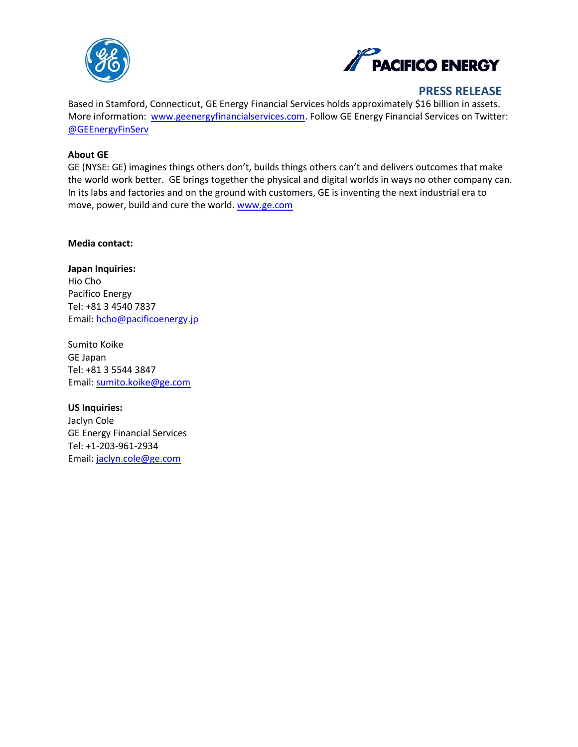**PRESS RELEASE**

Based in Stamford, Connecticut, GE Energy Financial Services holds approximately $16 billion in assets. More information: www.geenergyfinancialservices.com. Follow GE Energy Financial Services on Twitter: @GEEnergyFinServ

**About GE**

GE (NYSE: GE) imagines things others don't, builds things others can't and delivers outcomes that make the world work better. GE brings together the physical and digital worlds in ways no other company can. In its labs and factories and on the ground with customers, GE is inventing the next industrial era to move, power, build and cure the world. www.ge.com

**Media contact:**

**Japan Inquiries:**
Hio Cho
Pacifico Energy
Tel: +81 3 4540 7837
Email: hcho@pacificoenergy.jp

Sumito Koike
GE Japan
Tel: +81 3 5544 3847
Email: sumito.koike@ge.com

**US Inquiries:**
Jaclyn Cole
GE Energy Financial Services
Tel: +1-203-961-2934
Email: jaclyn.cole@ge.com